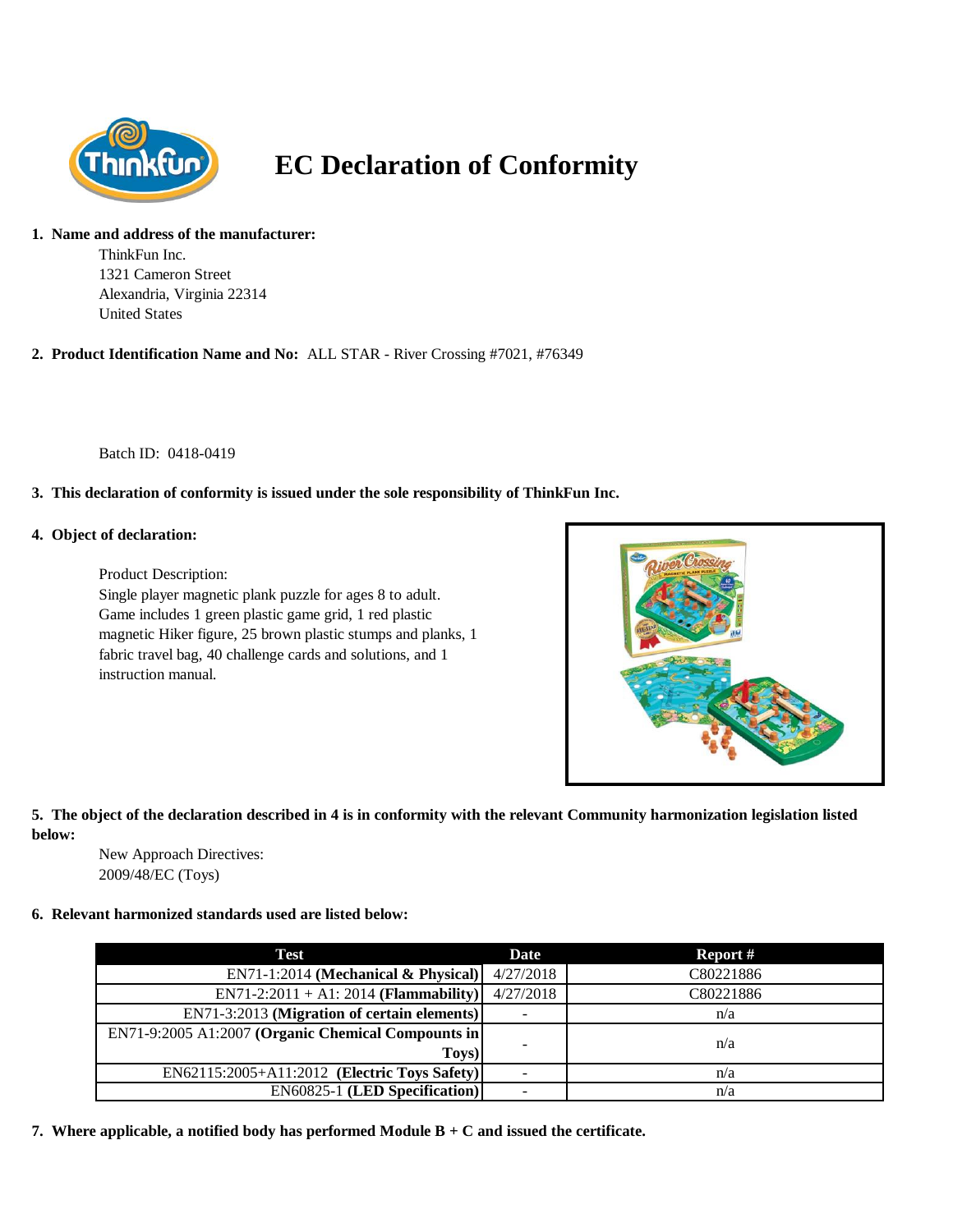# EC Declaration of Conformity

1. **Name and address of the manufacturer:**

   ThinkFun Inc.
   1321 Cameron Street
   Alexandria, Virginia 22314
   United States

2. **Product Identification Name and No:** ALL STAR - River Crossing #7021, #76349

   Batch ID: 0418-0419

3. **This declaration of conformity is issued under the sole responsibility of ThinkFun Inc.**

4. **Object of declaration:**

   Product Description:
   Single player magnetic plank puzzle for ages 8 to adult. Game includes 1 green plastic game grid, 1 red plastic magnetic Hiker figure, 25 brown plastic stumps and planks, 1 fabric travel bag, 40 challenge cards and solutions, and 1 instruction manual.

5. **The object of the declaration described in 4 is in conformity with the relevant Community harmonization legislation listed below:**

   New Approach Directives:
   2009/48/EC (Toys)

6. **Relevant harmonized standards used are listed below:**

| Test | Date | Report # |
| --- | --- | --- |
| EN71-1:2014 **(Mechanical & Physical)** | 4/27/2018 | C80221886 |
| EN71-2:2011 + A1: 2014 **(Flammability)** | 4/27/2018 | C80221886 |
| EN71-3:2013 **(Migration of certain elements)** | - | n/a |
| EN71-9:2005 A1:2007 **(Organic Chemical Compounds in Toys)** | - | n/a |
| EN62115:2005+A11:2012 **(Electric Toys Safety)** | - | n/a |
| EN60825-1 **(LED Specification)** | - | n/a |

7. **Where applicable, a notified body has performed Module B + C and issued the certificate.**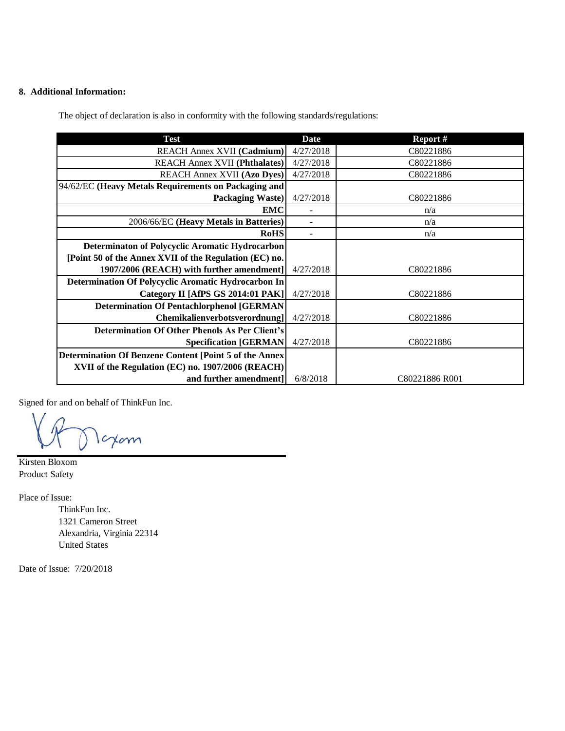**8. Additional Information:**

The object of declaration is also in conformity with the following standards/regulations:

| Test | Date | Report # |
|---|---|---|
| REACH Annex XVII **(Cadmium)** | 4/27/2018 | C80221886 |
| REACH Annex XVII **(Phthalates)** | 4/27/2018 | C80221886 |
| REACH Annex XVII **(Azo Dyes)** | 4/27/2018 | C80221886 |
| 94/62/EC **(Heavy Metals Requirements on Packaging and Packaging Waste)** | 4/27/2018 | C80221886 |
| **EMC** | - | n/a |
| 2006/66/EC **(Heavy Metals in Batteries)** | - | n/a |
| **RoHS** | - | n/a |
| **Determinaton of Polycyclic Aromatic Hydrocarbon [Point 50 of the Annex XVII of the Regulation (EC) no. 1907/2006 (REACH) with further amendment]** | 4/27/2018 | C80221886 |
| **Determination Of Polycyclic Aromatic Hydrocarbon In Category II [AfPS GS 2014:01 PAK]** | 4/27/2018 | C80221886 |
| **Determination Of Pentachlorphenol [GERMAN Chemikalienverbotsverordnung]** | 4/27/2018 | C80221886 |
| **Determination Of Other Phenols As Per Client's Specification [GERMAN** | 4/27/2018 | C80221886 |
| **Determination Of Benzene Content [Point 5 of the Annex XVII of the Regulation (EC) no. 1907/2006 (REACH) and further amendment]** | 6/8/2018 | C80221886 R001 |

Signed for and on behalf of ThinkFun Inc.

Kirsten Bloxom
Product Safety

Place of Issue:

ThinkFun Inc.
1321 Cameron Street
Alexandria, Virginia 22314
United States

Date of Issue: 7/20/2018